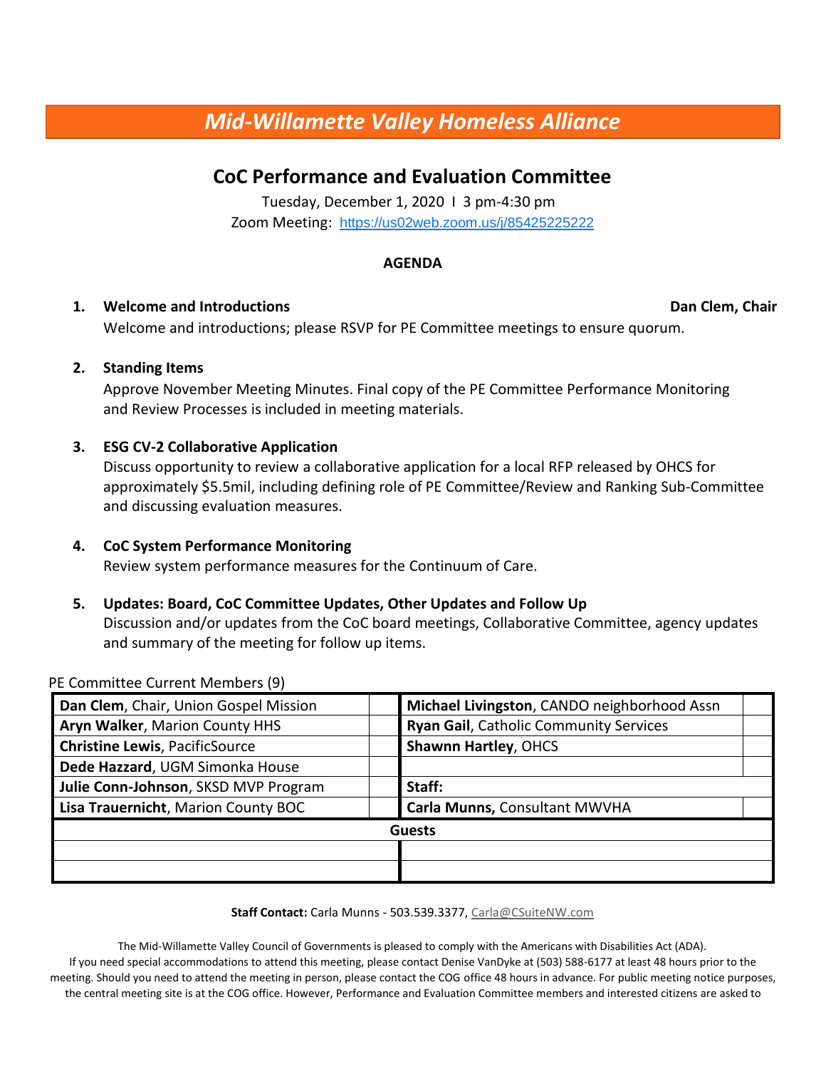# *Mid-Willamette Valley Homeless Alliance*

## CoC Performance and Evaluation Committee

Tuesday, December 1, 2020 I 3 pm-4:30 pm

Zoom Meeting: https://us02web.zoom.us/j/85425225222

**AGENDA**

1. **Welcome and Introductions** **Dan Clem, Chair**
   Welcome and introductions; please RSVP for PE Committee meetings to ensure quorum.

2. **Standing Items**
   Approve November Meeting Minutes. Final copy of the PE Committee Performance Monitoring and Review Processes is included in meeting materials.

3. **ESG CV-2 Collaborative Application**
   Discuss opportunity to review a collaborative application for a local RFP released by OHCS for approximately $5.5mil, including defining role of PE Committee/Review and Ranking Sub-Committee and discussing evaluation measures.

4. **CoC System Performance Monitoring**
   Review system performance measures for the Continuum of Care.

5. **Updates: Board, CoC Committee Updates, Other Updates and Follow Up**
   Discussion and/or updates from the CoC board meetings, Collaborative Committee, agency updates and summary of the meeting for follow up items.

PE Committee Current Members (9)

| | | | |
|---|---|---|---|
| **Dan Clem**, Chair, Union Gospel Mission | | **Michael Livingston**, CANDO neighborhood Assn | |
| **Aryn Walker**, Marion County HHS | | **Ryan Gail**, Catholic Community Services | |
| **Christine Lewis**, PacificSource | | **Shawnn Hartley**, OHCS | |
| **Dede Hazzard**, UGM Simonka House | | | |
| **Julie Conn-Johnson**, SKSD MVP Program | | **Staff:** | |
| **Lisa Trauernicht**, Marion County BOC | | **Carla Munns,** Consultant MWVHA | |
| **Guests** | | | |
| | | | |
| | | | |

**Staff Contact:** Carla Munns - 503.539.3377, Carla@CSuiteNW.com

The Mid-Willamette Valley Council of Governments is pleased to comply with the Americans with Disabilities Act (ADA). If you need special accommodations to attend this meeting, please contact Denise VanDyke at (503) 588-6177 at least 48 hours prior to the meeting. Should you need to attend the meeting in person, please contact the COG office 48 hours in advance. For public meeting notice purposes, the central meeting site is at the COG office. However, Performance and Evaluation Committee members and interested citizens are asked to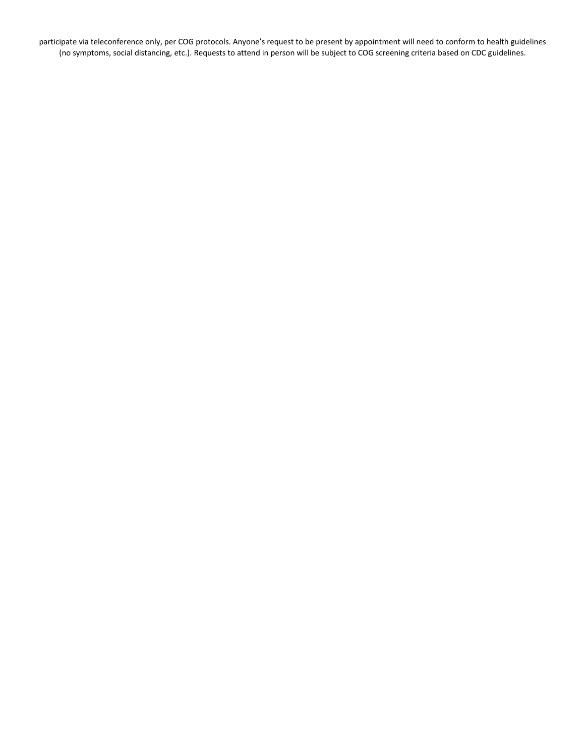participate via teleconference only, per COG protocols. Anyone's request to be present by appointment will need to conform to health guidelines (no symptoms, social distancing, etc.). Requests to attend in person will be subject to COG screening criteria based on CDC guidelines.